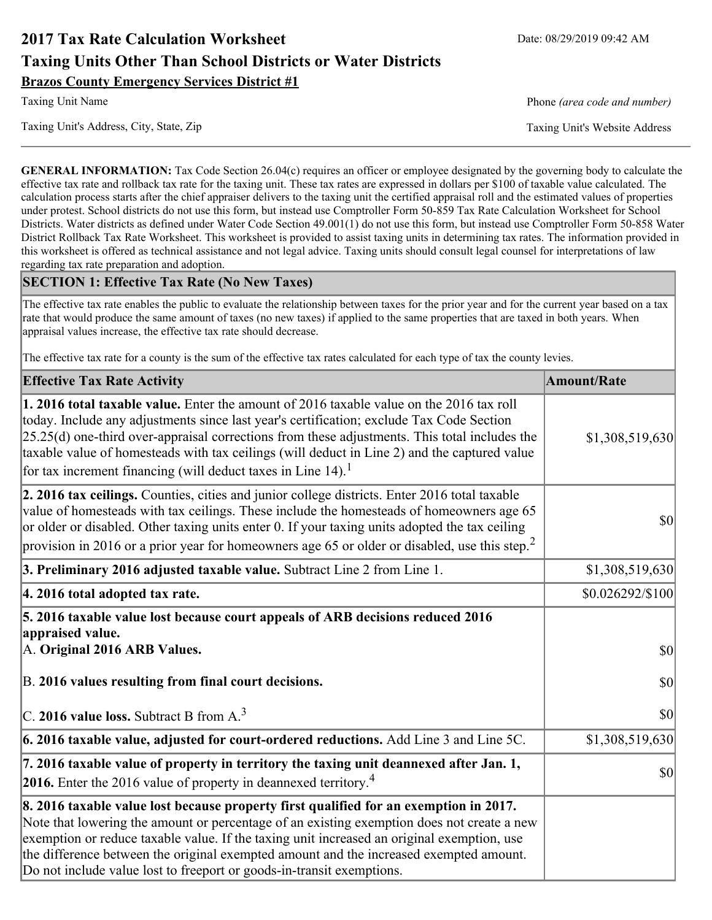# 2017 Tax Rate Calculation Worksheet

Date: 08/29/2019 09:42 AM

## Taxing Units Other Than School Districts or Water Districts

**Brazos County Emergency Services District #1**

Taxing Unit Name | Phone *(area code and number)*

Taxing Unit's Address, City, State, Zip | Taxing Unit's Website Address

**GENERAL INFORMATION:** Tax Code Section 26.04(c) requires an officer or employee designated by the governing body to calculate the effective tax rate and rollback tax rate for the taxing unit. These tax rates are expressed in dollars per $100 of taxable value calculated. The calculation process starts after the chief appraiser delivers to the taxing unit the certified appraisal roll and the estimated values of properties under protest. School districts do not use this form, but instead use Comptroller Form 50-859 Tax Rate Calculation Worksheet for School Districts. Water districts as defined under Water Code Section 49.001(1) do not use this form, but instead use Comptroller Form 50-858 Water District Rollback Tax Rate Worksheet. This worksheet is provided to assist taxing units in determining tax rates. The information provided in this worksheet is offered as technical assistance and not legal advice. Taxing units should consult legal counsel for interpretations of law regarding tax rate preparation and adoption.

### SECTION 1: Effective Tax Rate (No New Taxes)

The effective tax rate enables the public to evaluate the relationship between taxes for the prior year and for the current year based on a tax rate that would produce the same amount of taxes (no new taxes) if applied to the same properties that are taxed in both years. When appraisal values increase, the effective tax rate should decrease.

The effective tax rate for a county is the sum of the effective tax rates calculated for each type of tax the county levies.

| Effective Tax Rate Activity | Amount/Rate |
|---|---|
| **1. 2016 total taxable value.** Enter the amount of 2016 taxable value on the 2016 tax roll today. Include any adjustments since last year's certification; exclude Tax Code Section 25.25(d) one-third over-appraisal corrections from these adjustments. This total includes the taxable value of homesteads with tax ceilings (will deduct in Line 2) and the captured value for tax increment financing (will deduct taxes in Line 14).[1] | $1,308,519,630 |
| **2. 2016 tax ceilings.** Counties, cities and junior college districts. Enter 2016 total taxable value of homesteads with tax ceilings. These include the homesteads of homeowners age 65 or older or disabled. Other taxing units enter 0. If your taxing units adopted the tax ceiling provision in 2016 or a prior year for homeowners age 65 or older or disabled, use this step.[2] | $0 |
| **3. Preliminary 2016 adjusted taxable value.** Subtract Line 2 from Line 1. | $1,308,519,630 |
| **4. 2016 total adopted tax rate.** | $0.026292/$100 |
| **5. 2016 taxable value lost because court appeals of ARB decisions reduced 2016 appraised value.** | |
| A. **Original 2016 ARB Values.** | $0 |
| B. **2016 values resulting from final court decisions.** | $0 |
| C. **2016 value loss.** Subtract B from A.[3] | $0 |
| **6. 2016 taxable value, adjusted for court-ordered reductions.** Add Line 3 and Line 5C. | $1,308,519,630 |
| **7. 2016 taxable value of property in territory the taxing unit deannexed after Jan. 1, 2016.** Enter the 2016 value of property in deannexed territory.[4] | $0 |
| **8. 2016 taxable value lost because property first qualified for an exemption in 2017.** Note that lowering the amount or percentage of an existing exemption does not create a new exemption or reduce taxable value. If the taxing unit increased an original exemption, use the difference between the original exempted amount and the increased exempted amount. Do not include value lost to freeport or goods-in-transit exemptions. | |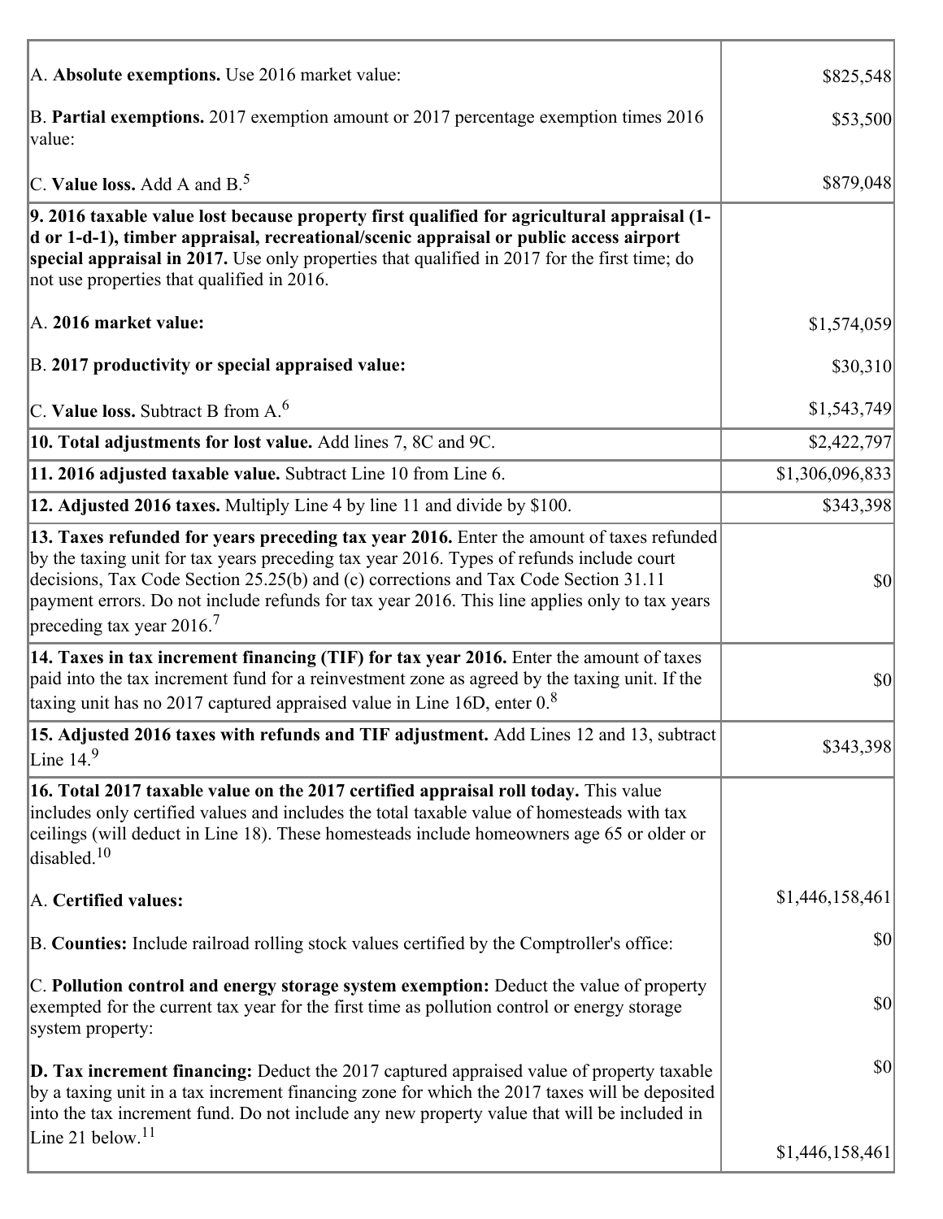| | |
|---|---|
| A. **Absolute exemptions.** Use 2016 market value: | $825,548 |
| B. **Partial exemptions.** 2017 exemption amount or 2017 percentage exemption times 2016 value: | $53,500 |
| C. **Value loss.** Add A and B.[5] | $879,048 |
| **9. 2016 taxable value lost because property first qualified for agricultural appraisal (1-d or 1-d-1), timber appraisal, recreational/scenic appraisal or public access airport special appraisal in 2017.** Use only properties that qualified in 2017 for the first time; do not use properties that qualified in 2016. | |
| A. **2016 market value:** | $1,574,059 |
| B. **2017 productivity or special appraised value:** | $30,310 |
| C. **Value loss.** Subtract B from A.[6] | $1,543,749 |
| **10. Total adjustments for lost value.** Add lines 7, 8C and 9C. | $2,422,797 |
| **11. 2016 adjusted taxable value.** Subtract Line 10 from Line 6. | $1,306,096,833 |
| **12. Adjusted 2016 taxes.** Multiply Line 4 by line 11 and divide by $100. | $343,398 |
| **13. Taxes refunded for years preceding tax year 2016.** Enter the amount of taxes refunded by the taxing unit for tax years preceding tax year 2016. Types of refunds include court decisions, Tax Code Section 25.25(b) and (c) corrections and Tax Code Section 31.11 payment errors. Do not include refunds for tax year 2016. This line applies only to tax years preceding tax year 2016.[7] | $0 |
| **14. Taxes in tax increment financing (TIF) for tax year 2016.** Enter the amount of taxes paid into the tax increment fund for a reinvestment zone as agreed by the taxing unit. If the taxing unit has no 2017 captured appraised value in Line 16D, enter 0.[8] | $0 |
| **15. Adjusted 2016 taxes with refunds and TIF adjustment.** Add Lines 12 and 13, subtract Line 14.[9] | $343,398 |
| **16. Total 2017 taxable value on the 2017 certified appraisal roll today.** This value includes only certified values and includes the total taxable value of homesteads with tax ceilings (will deduct in Line 18). These homesteads include homeowners age 65 or older or disabled.[10] | |
| A. **Certified values:** | $1,446,158,461 |
| B. **Counties:** Include railroad rolling stock values certified by the Comptroller's office: | $0 |
| C. **Pollution control and energy storage system exemption:** Deduct the value of property exempted for the current tax year for the first time as pollution control or energy storage system property: | $0 |
| **D. Tax increment financing:** Deduct the 2017 captured appraised value of property taxable by a taxing unit in a tax increment financing zone for which the 2017 taxes will be deposited into the tax increment fund. Do not include any new property value that will be included in Line 21 below.[11] | $0<br>$1,446,158,461 |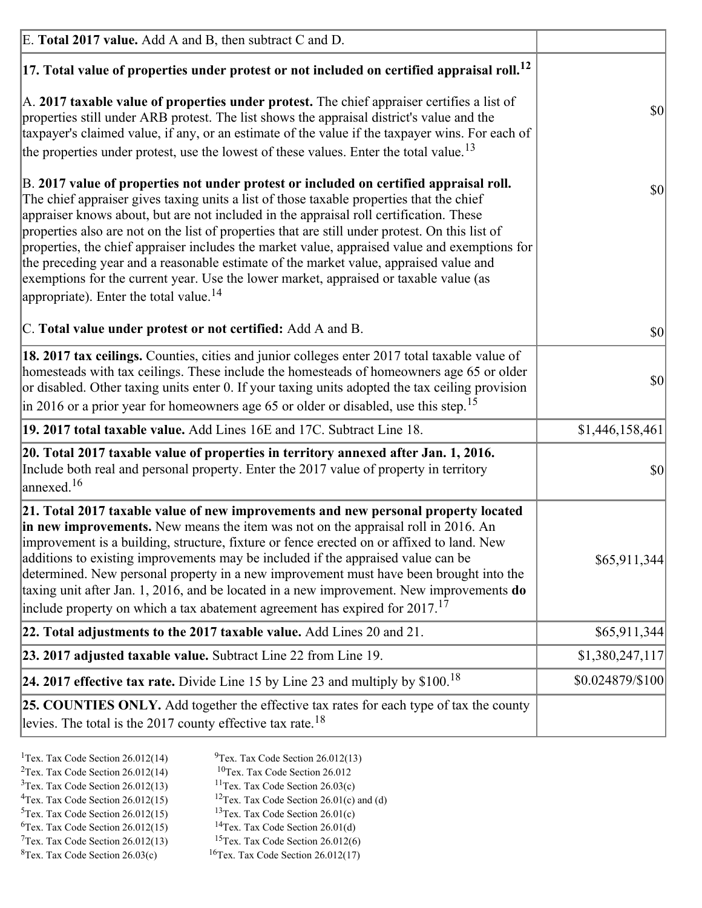| | |
|---|---|
| E. **Total 2017 value.** Add A and B, then subtract C and D. | |
| **17. Total value of properties under protest or not included on certified appraisal roll.**[12] | |
| A. **2017 taxable value of properties under protest.** The chief appraiser certifies a list of properties still under ARB protest. The list shows the appraisal district's value and the taxpayer's claimed value, if any, or an estimate of the value if the taxpayer wins. For each of the properties under protest, use the lowest of these values. Enter the total value.[13] | $0 |
| B. **2017 value of properties not under protest or included on certified appraisal roll.** The chief appraiser gives taxing units a list of those taxable properties that the chief appraiser knows about, but are not included in the appraisal roll certification. These properties also are not on the list of properties that are still under protest. On this list of properties, the chief appraiser includes the market value, appraised value and exemptions for the preceding year and a reasonable estimate of the market value, appraised value and exemptions for the current year. Use the lower market, appraised or taxable value (as appropriate). Enter the total value.[14] | $0 |
| C. **Total value under protest or not certified:** Add A and B. | $0 |
| **18. 2017 tax ceilings.** Counties, cities and junior colleges enter 2017 total taxable value of homesteads with tax ceilings. These include the homesteads of homeowners age 65 or older or disabled. Other taxing units enter 0. If your taxing units adopted the tax ceiling provision in 2016 or a prior year for homeowners age 65 or older or disabled, use this step.[15] | $0 |
| **19. 2017 total taxable value.** Add Lines 16E and 17C. Subtract Line 18. | $1,446,158,461 |
| **20. Total 2017 taxable value of properties in territory annexed after Jan. 1, 2016.** Include both real and personal property. Enter the 2017 value of property in territory annexed.[16] | $0 |
| **21. Total 2017 taxable value of new improvements and new personal property located in new improvements.** New means the item was not on the appraisal roll in 2016. An improvement is a building, structure, fixture or fence erected on or affixed to land. New additions to existing improvements may be included if the appraised value can be determined. New personal property in a new improvement must have been brought into the taxing unit after Jan. 1, 2016, and be located in a new improvement. New improvements **do** include property on which a tax abatement agreement has expired for 2017.[17] | $65,911,344 |
| **22. Total adjustments to the 2017 taxable value.** Add Lines 20 and 21. | $65,911,344 |
| **23. 2017 adjusted taxable value.** Subtract Line 22 from Line 19. | $1,380,247,117 |
| **24. 2017 effective tax rate.** Divide Line 15 by Line 23 and multiply by $100.[18] | $0.024879/$100 |
| **25. COUNTIES ONLY.** Add together the effective tax rates for each type of tax the county levies. The total is the 2017 county effective tax rate.[18] | |

[1]Tex. Tax Code Section 26.012(14)
[2]Tex. Tax Code Section 26.012(14)
[3]Tex. Tax Code Section 26.012(13)
[4]Tex. Tax Code Section 26.012(15)
[5]Tex. Tax Code Section 26.012(15)
[6]Tex. Tax Code Section 26.012(15)
[7]Tex. Tax Code Section 26.012(13)
[8]Tex. Tax Code Section 26.03(c)
[9]Tex. Tax Code Section 26.012(13)
[10]Tex. Tax Code Section 26.012
[11]Tex. Tax Code Section 26.03(c)
[12]Tex. Tax Code Section 26.01(c) and (d)
[13]Tex. Tax Code Section 26.01(c)
[14]Tex. Tax Code Section 26.01(d)
[15]Tex. Tax Code Section 26.012(6)
[16]Tex. Tax Code Section 26.012(17)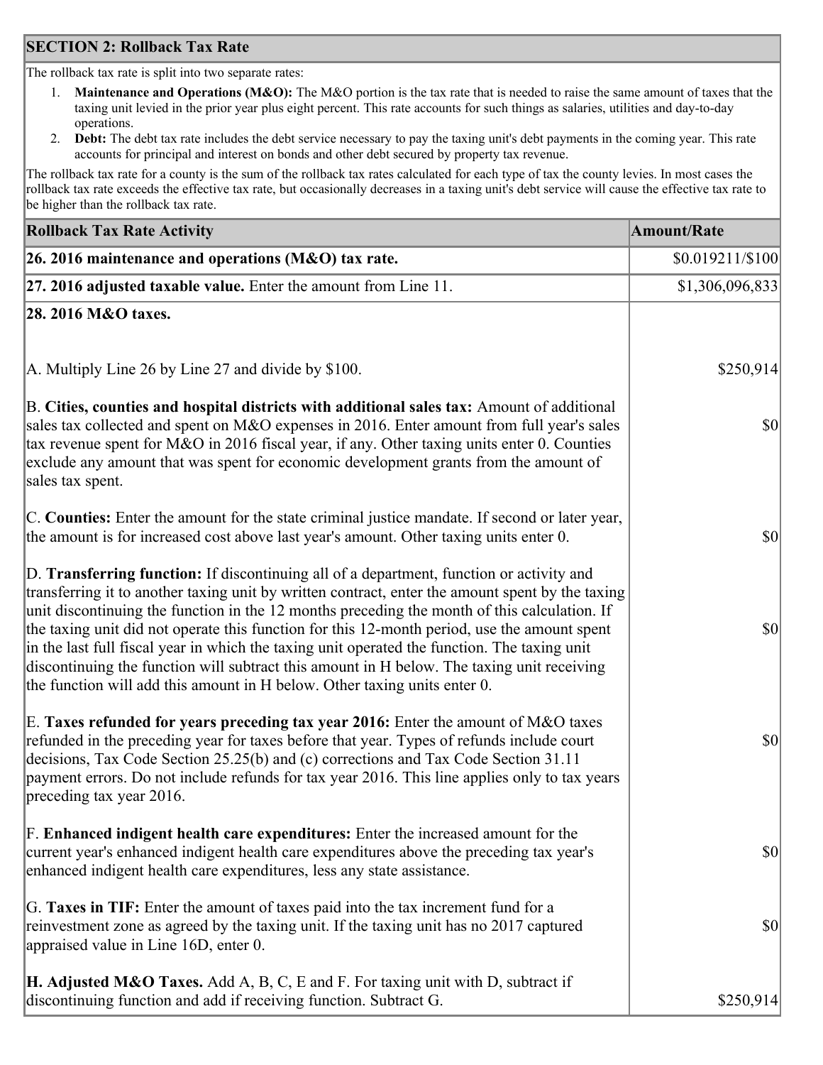## SECTION 2: Rollback Tax Rate

The rollback tax rate is split into two separate rates:

1. **Maintenance and Operations (M&O):** The M&O portion is the tax rate that is needed to raise the same amount of taxes that the taxing unit levied in the prior year plus eight percent. This rate accounts for such things as salaries, utilities and day-to-day operations.
2. **Debt:** The debt tax rate includes the debt service necessary to pay the taxing unit's debt payments in the coming year. This rate accounts for principal and interest on bonds and other debt secured by property tax revenue.

The rollback tax rate for a county is the sum of the rollback tax rates calculated for each type of tax the county levies. In most cases the rollback tax rate exceeds the effective tax rate, but occasionally decreases in a taxing unit's debt service will cause the effective tax rate to be higher than the rollback tax rate.

| Rollback Tax Rate Activity | Amount/Rate |
|---|---|
| **26. 2016 maintenance and operations (M&O) tax rate.** | $0.019211/$100 |
| **27. 2016 adjusted taxable value.** Enter the amount from Line 11. | $1,306,096,833 |
| **28. 2016 M&O taxes.** | |
| A. Multiply Line 26 by Line 27 and divide by $100. | $250,914 |
| B. **Cities, counties and hospital districts with additional sales tax:** Amount of additional sales tax collected and spent on M&O expenses in 2016. Enter amount from full year's sales tax revenue spent for M&O in 2016 fiscal year, if any. Other taxing units enter 0. Counties exclude any amount that was spent for economic development grants from the amount of sales tax spent. | $0 |
| C. **Counties:** Enter the amount for the state criminal justice mandate. If second or later year, the amount is for increased cost above last year's amount. Other taxing units enter 0. | $0 |
| D. **Transferring function:** If discontinuing all of a department, function or activity and transferring it to another taxing unit by written contract, enter the amount spent by the taxing unit discontinuing the function in the 12 months preceding the month of this calculation. If the taxing unit did not operate this function for this 12-month period, use the amount spent in the last full fiscal year in which the taxing unit operated the function. The taxing unit discontinuing the function will subtract this amount in H below. The taxing unit receiving the function will add this amount in H below. Other taxing units enter 0. | $0 |
| E. **Taxes refunded for years preceding tax year 2016:** Enter the amount of M&O taxes refunded in the preceding year for taxes before that year. Types of refunds include court decisions, Tax Code Section 25.25(b) and (c) corrections and Tax Code Section 31.11 payment errors. Do not include refunds for tax year 2016. This line applies only to tax years preceding tax year 2016. | $0 |
| F. **Enhanced indigent health care expenditures:** Enter the increased amount for the current year's enhanced indigent health care expenditures above the preceding tax year's enhanced indigent health care expenditures, less any state assistance. | $0 |
| G. **Taxes in TIF:** Enter the amount of taxes paid into the tax increment fund for a reinvestment zone as agreed by the taxing unit. If the taxing unit has no 2017 captured appraised value in Line 16D, enter 0. | $0 |
| **H. Adjusted M&O Taxes.** Add A, B, C, E and F. For taxing unit with D, subtract if discontinuing function and add if receiving function. Subtract G. | $250,914 |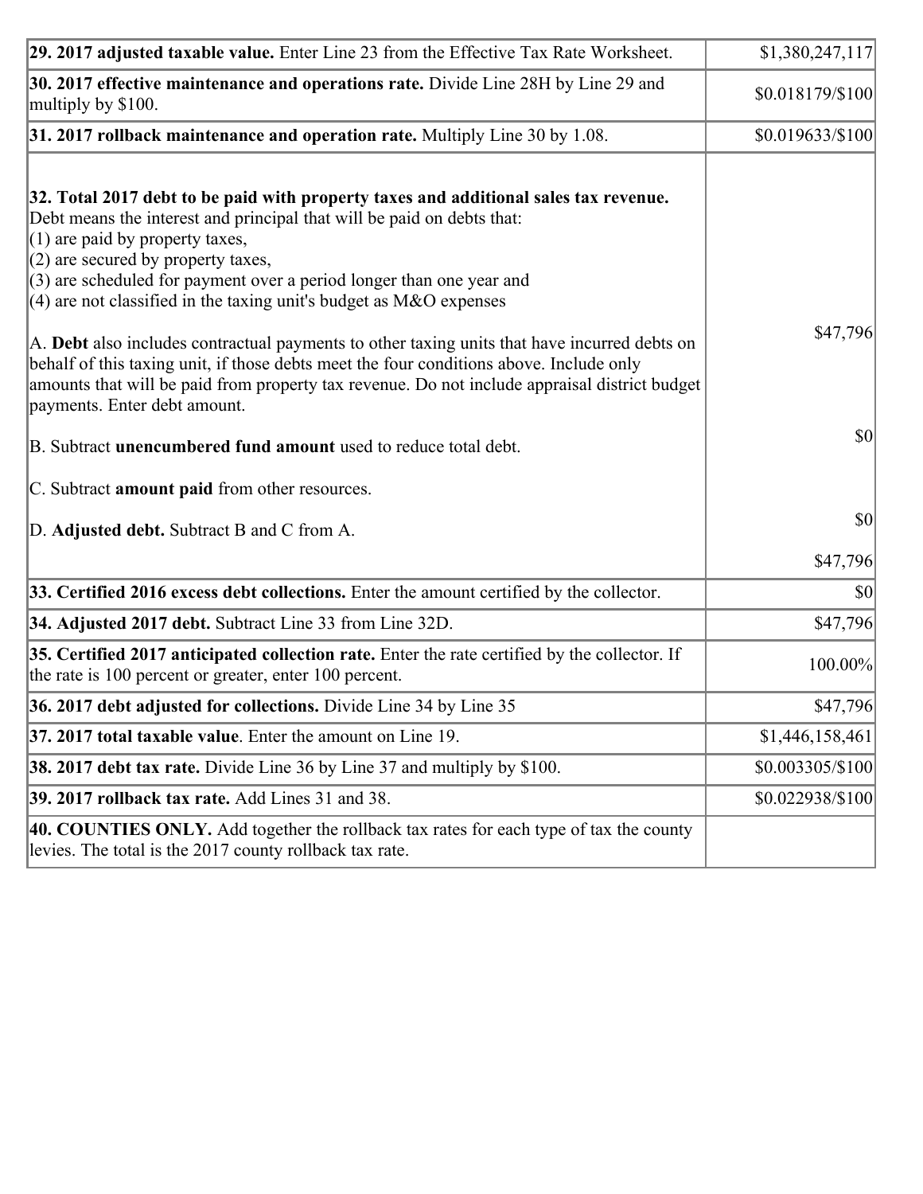| | |
|---|---|
| **29. 2017 adjusted taxable value.** Enter Line 23 from the Effective Tax Rate Worksheet. | $1,380,247,117 |
| **30. 2017 effective maintenance and operations rate.** Divide Line 28H by Line 29 and multiply by $100. | $0.018179/$100 |
| **31. 2017 rollback maintenance and operation rate.** Multiply Line 30 by 1.08. | $0.019633/$100 |
| **32. Total 2017 debt to be paid with property taxes and additional sales tax revenue.** Debt means the interest and principal that will be paid on debts that:<br>(1) are paid by property taxes,<br>(2) are secured by property taxes,<br>(3) are scheduled for payment over a period longer than one year and<br>(4) are not classified in the taxing unit's budget as M&O expenses<br><br>A. **Debt** also includes contractual payments to other taxing units that have incurred debts on behalf of this taxing unit, if those debts meet the four conditions above. Include only amounts that will be paid from property tax revenue. Do not include appraisal district budget payments. Enter debt amount.<br><br>B. Subtract **unencumbered fund amount** used to reduce total debt.<br><br>C. Subtract **amount paid** from other resources.<br><br>D. **Adjusted debt.** Subtract B and C from A. | $47,796<br><br>$0<br><br>$0<br><br>$47,796 |
| **33. Certified 2016 excess debt collections.** Enter the amount certified by the collector. | $0 |
| **34. Adjusted 2017 debt.** Subtract Line 33 from Line 32D. | $47,796 |
| **35. Certified 2017 anticipated collection rate.** Enter the rate certified by the collector. If the rate is 100 percent or greater, enter 100 percent. | 100.00% |
| **36. 2017 debt adjusted for collections.** Divide Line 34 by Line 35 | $47,796 |
| **37. 2017 total taxable value**. Enter the amount on Line 19. | $1,446,158,461 |
| **38. 2017 debt tax rate.** Divide Line 36 by Line 37 and multiply by $100. | $0.003305/$100 |
| **39. 2017 rollback tax rate.** Add Lines 31 and 38. | $0.022938/$100 |
| **40. COUNTIES ONLY.** Add together the rollback tax rates for each type of tax the county levies. The total is the 2017 county rollback tax rate. | |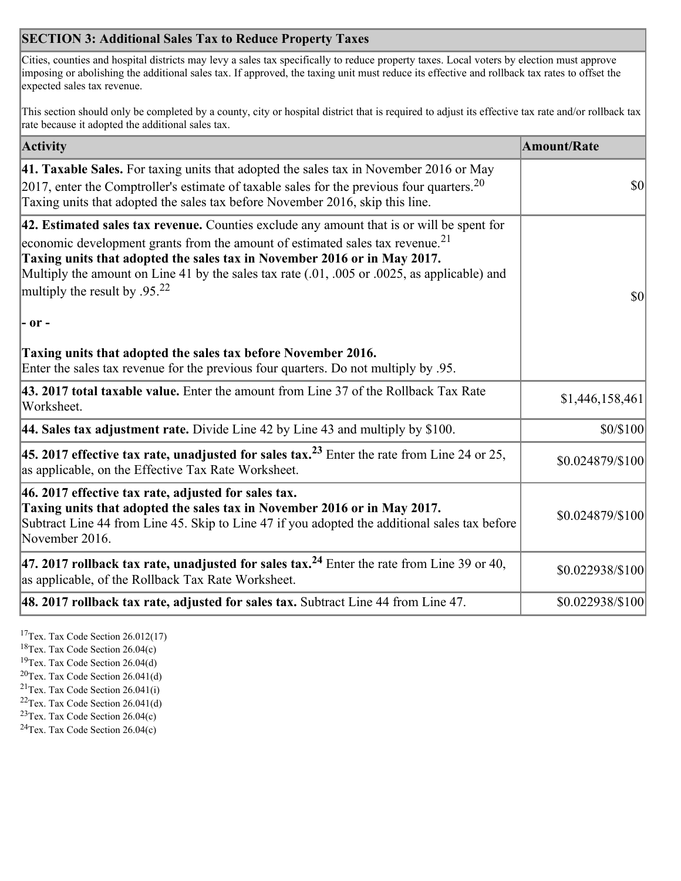## SECTION 3: Additional Sales Tax to Reduce Property Taxes

Cities, counties and hospital districts may levy a sales tax specifically to reduce property taxes. Local voters by election must approve imposing or abolishing the additional sales tax. If approved, the taxing unit must reduce its effective and rollback tax rates to offset the expected sales tax revenue.

This section should only be completed by a county, city or hospital district that is required to adjust its effective tax rate and/or rollback tax rate because it adopted the additional sales tax.

| Activity | Amount/Rate |
| --- | --- |
| **41. Taxable Sales.** For taxing units that adopted the sales tax in November 2016 or May 2017, enter the Comptroller's estimate of taxable sales for the previous four quarters.[20] Taxing units that adopted the sales tax before November 2016, skip this line. | $0 |
| **42. Estimated sales tax revenue.** Counties exclude any amount that is or will be spent for economic development grants from the amount of estimated sales tax revenue.[21] **Taxing units that adopted the sales tax in November 2016 or in May 2017.** Multiply the amount on Line 41 by the sales tax rate (.01, .005 or .0025, as applicable) and multiply the result by .95.[22] **- or -** **Taxing units that adopted the sales tax before November 2016.** Enter the sales tax revenue for the previous four quarters. Do not multiply by .95. | $0 |
| **43. 2017 total taxable value.** Enter the amount from Line 37 of the Rollback Tax Rate Worksheet. | $1,446,158,461 |
| **44. Sales tax adjustment rate.** Divide Line 42 by Line 43 and multiply by $100. | $0/$100 |
| **45. 2017 effective tax rate, unadjusted for sales tax.**[23] Enter the rate from Line 24 or 25, as applicable, on the Effective Tax Rate Worksheet. | $0.024879/$100 |
| **46. 2017 effective tax rate, adjusted for sales tax.** **Taxing units that adopted the sales tax in November 2016 or in May 2017.** Subtract Line 44 from Line 45. Skip to Line 47 if you adopted the additional sales tax before November 2016. | $0.024879/$100 |
| **47. 2017 rollback tax rate, unadjusted for sales tax.**[24] Enter the rate from Line 39 or 40, as applicable, of the Rollback Tax Rate Worksheet. | $0.022938/$100 |
| **48. 2017 rollback tax rate, adjusted for sales tax.** Subtract Line 44 from Line 47. | $0.022938/$100 |

[17] Tex. Tax Code Section 26.012(17)
[18] Tex. Tax Code Section 26.04(c)
[19] Tex. Tax Code Section 26.04(d)
[20] Tex. Tax Code Section 26.041(d)
[21] Tex. Tax Code Section 26.041(i)
[22] Tex. Tax Code Section 26.041(d)
[23] Tex. Tax Code Section 26.04(c)
[24] Tex. Tax Code Section 26.04(c)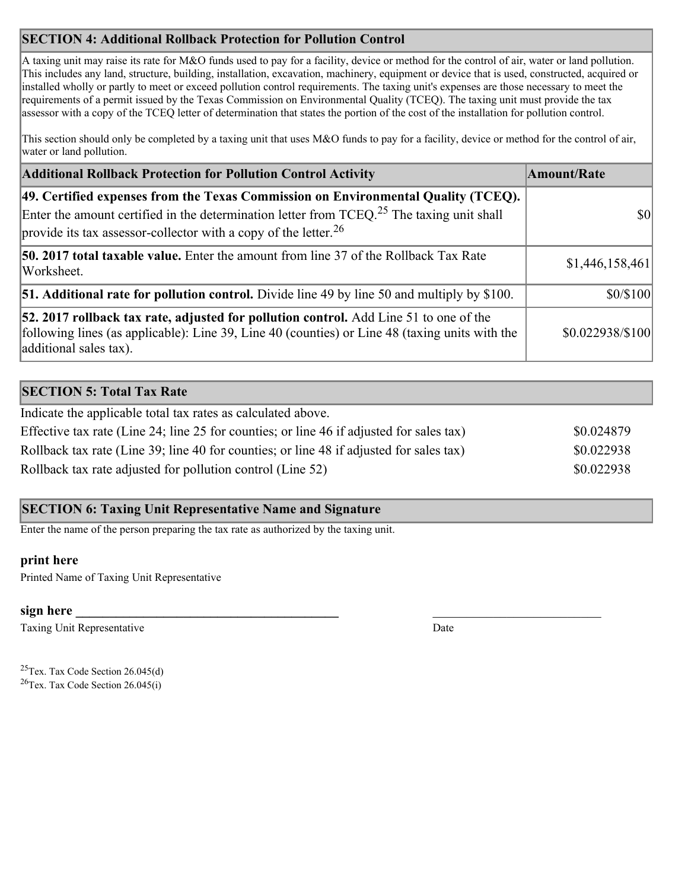## SECTION 4: Additional Rollback Protection for Pollution Control

A taxing unit may raise its rate for M&O funds used to pay for a facility, device or method for the control of air, water or land pollution. This includes any land, structure, building, installation, excavation, machinery, equipment or device that is used, constructed, acquired or installed wholly or partly to meet or exceed pollution control requirements. The taxing unit's expenses are those necessary to meet the requirements of a permit issued by the Texas Commission on Environmental Quality (TCEQ). The taxing unit must provide the tax assessor with a copy of the TCEQ letter of determination that states the portion of the cost of the installation for pollution control.

This section should only be completed by a taxing unit that uses M&O funds to pay for a facility, device or method for the control of air, water or land pollution.

| Additional Rollback Protection for Pollution Control Activity | Amount/Rate |
|---|---|
| **49. Certified expenses from the Texas Commission on Environmental Quality (TCEQ).** Enter the amount certified in the determination letter from TCEQ.[25] The taxing unit shall provide its tax assessor-collector with a copy of the letter.[26] | $0 |
| **50. 2017 total taxable value.** Enter the amount from line 37 of the Rollback Tax Rate Worksheet. | $1,446,158,461 |
| **51. Additional rate for pollution control.** Divide line 49 by line 50 and multiply by $100. | $0/$100 |
| **52. 2017 rollback tax rate, adjusted for pollution control.** Add Line 51 to one of the following lines (as applicable): Line 39, Line 40 (counties) or Line 48 (taxing units with the additional sales tax). | $0.022938/$100 |

## SECTION 5: Total Tax Rate

Indicate the applicable total tax rates as calculated above.

| | |
|---|---|
| Effective tax rate (Line 24; line 25 for counties; or line 46 if adjusted for sales tax) | $0.024879 |
| Rollback tax rate (Line 39; line 40 for counties; or line 48 if adjusted for sales tax) | $0.022938 |
| Rollback tax rate adjusted for pollution control (Line 52) | $0.022938 |

## SECTION 6: Taxing Unit Representative Name and Signature

Enter the name of the person preparing the tax rate as authorized by the taxing unit.

**print here**

Printed Name of Taxing Unit Representative

**sign here** ________________________________________ ____________________________

Taxing Unit Representative Date

[25]Tex. Tax Code Section 26.045(d)
[26]Tex. Tax Code Section 26.045(i)